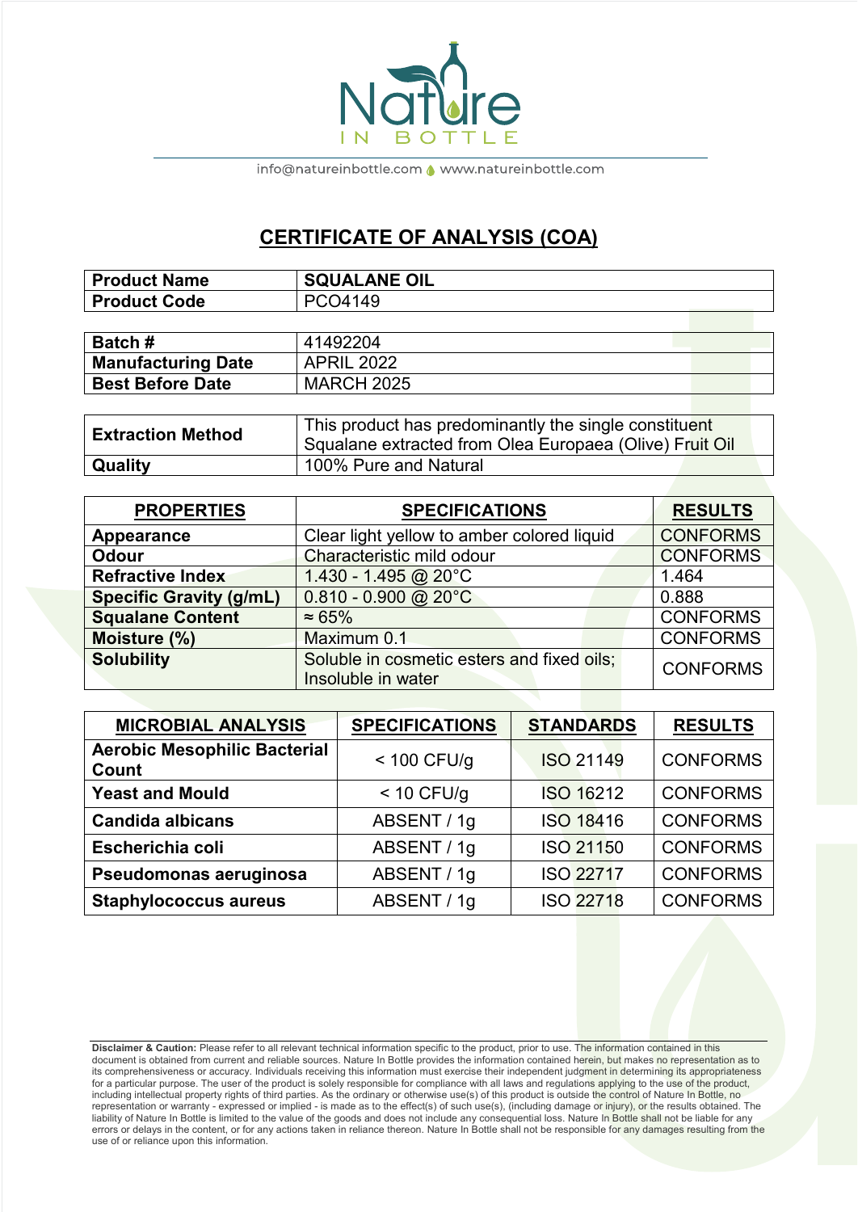info@natureinbottle.com www.natureinbottle.com

# CERTIFICATE OF ANALYSIS (COA)

| **Product Name** | **SQUALANE OIL** |
|---|---|
| **Product Code** | PCO4149 |

| **Batch #** | 41492204 |
|---|---|
| **Manufacturing Date** | APRIL 2022 |
| **Best Before Date** | MARCH 2025 |

| **Extraction Method** | This product has predominantly the single constituent Squalane extracted from Olea Europaea (Olive) Fruit Oil |
|---|---|
| **Quality** | 100% Pure and Natural |

| **PROPERTIES** | **SPECIFICATIONS** | **RESULTS** |
|---|---|---|
| **Appearance** | Clear light yellow to amber colored liquid | CONFORMS |
| **Odour** | Characteristic mild odour | CONFORMS |
| **Refractive Index** | 1.430 - 1.495 @ 20°C | 1.464 |
| **Specific Gravity (g/mL)** | 0.810 - 0.900 @ 20°C | 0.888 |
| **Squalane Content** | ≈ 65% | CONFORMS |
| **Moisture (%)** | Maximum 0.1 | CONFORMS |
| **Solubility** | Soluble in cosmetic esters and fixed oils; Insoluble in water | CONFORMS |

| **MICROBIAL ANALYSIS** | **SPECIFICATIONS** | **STANDARDS** | **RESULTS** |
|---|---|---|---|
| **Aerobic Mesophilic Bacterial Count** | < 100 CFU/g | ISO 21149 | CONFORMS |
| **Yeast and Mould** | < 10 CFU/g | ISO 16212 | CONFORMS |
| **Candida albicans** | ABSENT / 1g | ISO 18416 | CONFORMS |
| **Escherichia coli** | ABSENT / 1g | ISO 21150 | CONFORMS |
| **Pseudomonas aeruginosa** | ABSENT / 1g | ISO 22717 | CONFORMS |
| **Staphylococcus aureus** | ABSENT / 1g | ISO 22718 | CONFORMS |

**Disclaimer & Caution:** Please refer to all relevant technical information specific to the product, prior to use. The information contained in this document is obtained from current and reliable sources. Nature In Bottle provides the information contained herein, but makes no representation as to its comprehensiveness or accuracy. Individuals receiving this information must exercise their independent judgment in determining its appropriateness for a particular purpose. The user of the product is solely responsible for compliance with all laws and regulations applying to the use of the product, including intellectual property rights of third parties. As the ordinary or otherwise use(s) of this product is outside the control of Nature In Bottle, no representation or warranty - expressed or implied - is made as to the effect(s) of such use(s), (including damage or injury), or the results obtained. The liability of Nature In Bottle is limited to the value of the goods and does not include any consequential loss. Nature In Bottle shall not be liable for any errors or delays in the content, or for any actions taken in reliance thereon. Nature In Bottle shall not be responsible for any damages resulting from the use of or reliance upon this information.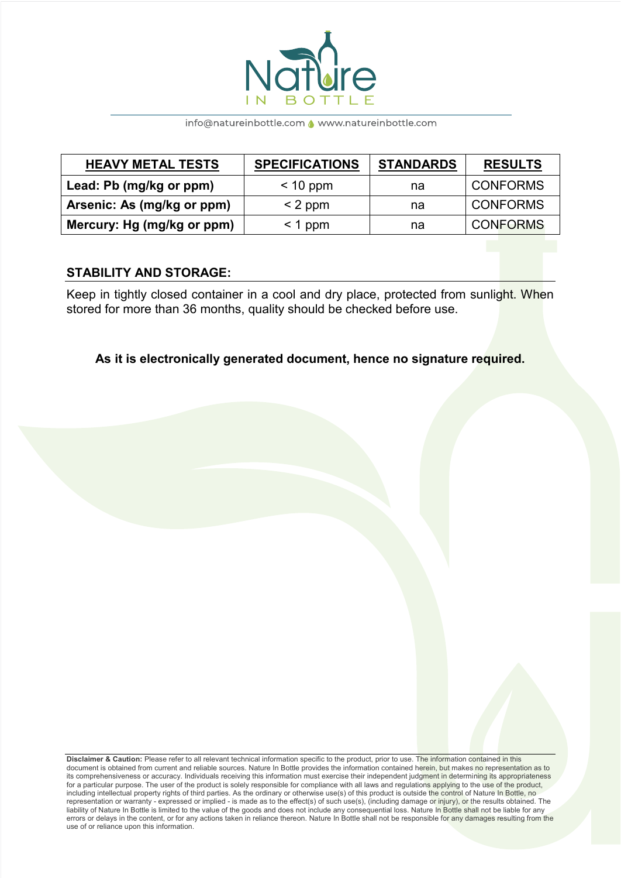| HEAVY METAL TESTS | SPECIFICATIONS | STANDARDS | RESULTS |
|---|---|---|---|
| **Lead: Pb (mg/kg or ppm)** | < 10 ppm | na | CONFORMS |
| **Arsenic: As (mg/kg or ppm)** | < 2 ppm | na | CONFORMS |
| **Mercury: Hg (mg/kg or ppm)** | < 1 ppm | na | CONFORMS |

## STABILITY AND STORAGE:

Keep in tightly closed container in a cool and dry place, protected from sunlight. When stored for more than 36 months, quality should be checked before use.

**As it is electronically generated document, hence no signature required.**

**Disclaimer & Caution:** Please refer to all relevant technical information specific to the product, prior to use. The information contained in this document is obtained from current and reliable sources. Nature In Bottle provides the information contained herein, but makes no representation as to its comprehensiveness or accuracy. Individuals receiving this information must exercise their independent judgment in determining its appropriateness for a particular purpose. The user of the product is solely responsible for compliance with all laws and regulations applying to the use of the product, including intellectual property rights of third parties. As the ordinary or otherwise use(s) of this product is outside the control of Nature In Bottle, no representation or warranty - expressed or implied - is made as to the effect(s) of such use(s), (including damage or injury), or the results obtained. The liability of Nature In Bottle is limited to the value of the goods and does not include any consequential loss. Nature In Bottle shall not be liable for any errors or delays in the content, or for any actions taken in reliance thereon. Nature In Bottle shall not be responsible for any damages resulting from the use of or reliance upon this information.